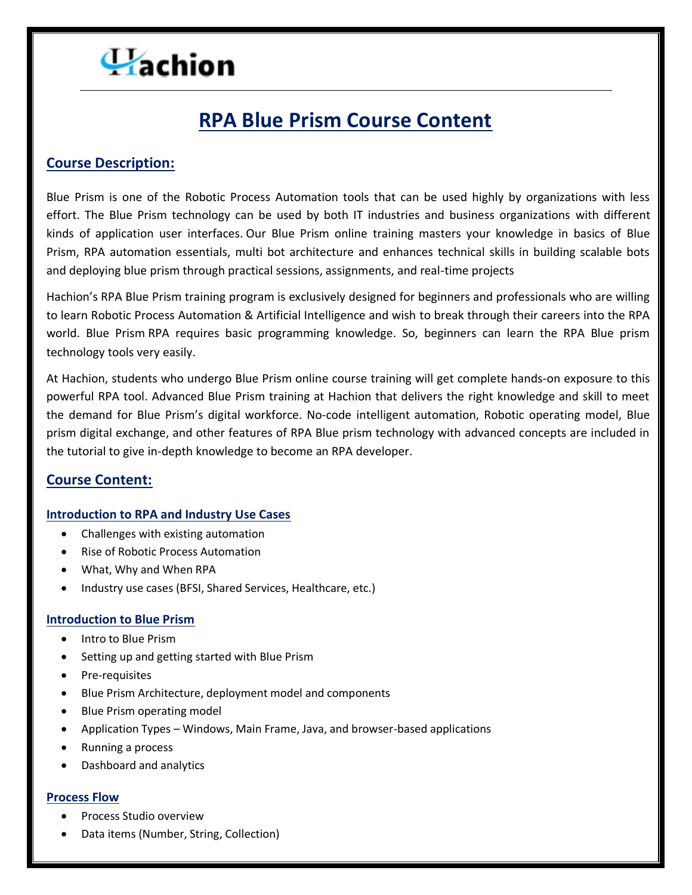Hachion

# RPA Blue Prism Course Content

## Course Description:

Blue Prism is one of the Robotic Process Automation tools that can be used highly by organizations with less effort. The Blue Prism technology can be used by both IT industries and business organizations with different kinds of application user interfaces. Our Blue Prism online training masters your knowledge in basics of Blue Prism, RPA automation essentials, multi bot architecture and enhances technical skills in building scalable bots and deploying blue prism through practical sessions, assignments, and real-time projects

Hachion's RPA Blue Prism training program is exclusively designed for beginners and professionals who are willing to learn Robotic Process Automation & Artificial Intelligence and wish to break through their careers into the RPA world. Blue Prism RPA requires basic programming knowledge. So, beginners can learn the RPA Blue prism technology tools very easily.

At Hachion, students who undergo Blue Prism online course training will get complete hands-on exposure to this powerful RPA tool. Advanced Blue Prism training at Hachion that delivers the right knowledge and skill to meet the demand for Blue Prism's digital workforce. No-code intelligent automation, Robotic operating model, Blue prism digital exchange, and other features of RPA Blue prism technology with advanced concepts are included in the tutorial to give in-depth knowledge to become an RPA developer.

## Course Content:

### Introduction to RPA and Industry Use Cases

- Challenges with existing automation
- Rise of Robotic Process Automation
- What, Why and When RPA
- Industry use cases (BFSI, Shared Services, Healthcare, etc.)

### Introduction to Blue Prism

- Intro to Blue Prism
- Setting up and getting started with Blue Prism
- Pre-requisites
- Blue Prism Architecture, deployment model and components
- Blue Prism operating model
- Application Types – Windows, Main Frame, Java, and browser-based applications
- Running a process
- Dashboard and analytics

### Process Flow

- Process Studio overview
- Data items (Number, String, Collection)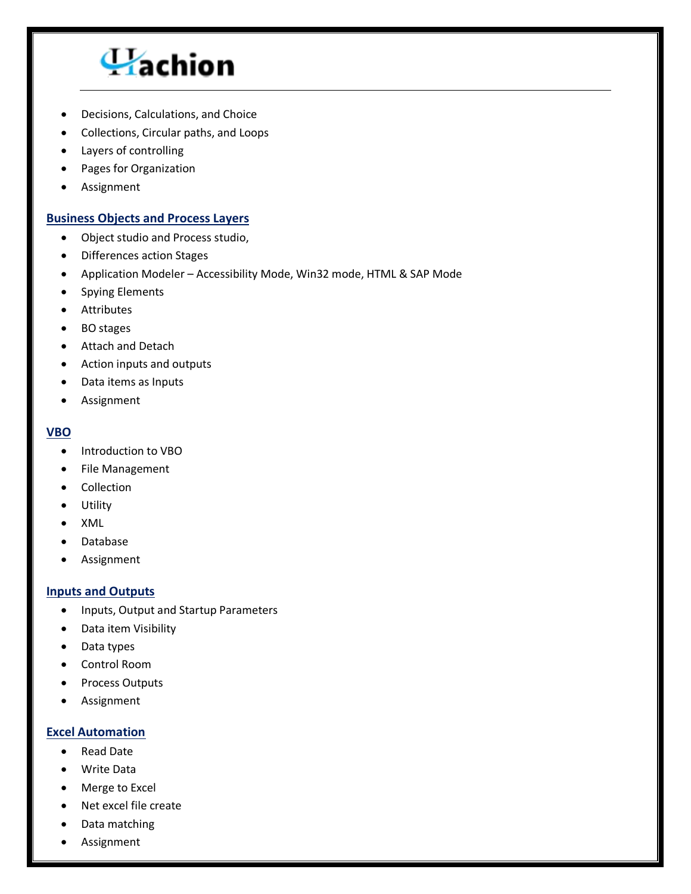- Decisions, Calculations, and Choice
- Collections, Circular paths, and Loops
- Layers of controlling
- Pages for Organization
- Assignment

## Business Objects and Process Layers

- Object studio and Process studio,
- Differences action Stages
- Application Modeler – Accessibility Mode, Win32 mode, HTML & SAP Mode
- Spying Elements
- Attributes
- BO stages
- Attach and Detach
- Action inputs and outputs
- Data items as Inputs
- Assignment

## VBO

- Introduction to VBO
- File Management
- Collection
- Utility
- XML
- Database
- Assignment

## Inputs and Outputs

- Inputs, Output and Startup Parameters
- Data item Visibility
- Data types
- Control Room
- Process Outputs
- Assignment

## Excel Automation

- Read Date
- Write Data
- Merge to Excel
- Net excel file create
- Data matching
- Assignment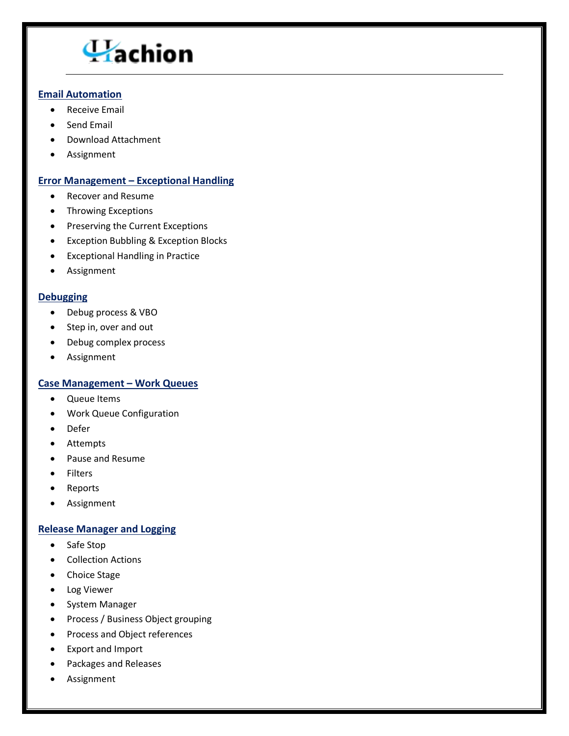## Email Automation

- Receive Email
- Send Email
- Download Attachment
- Assignment

## Error Management – Exceptional Handling

- Recover and Resume
- Throwing Exceptions
- Preserving the Current Exceptions
- Exception Bubbling & Exception Blocks
- Exceptional Handling in Practice
- Assignment

## Debugging

- Debug process & VBO
- Step in, over and out
- Debug complex process
- Assignment

## Case Management – Work Queues

- Queue Items
- Work Queue Configuration
- Defer
- Attempts
- Pause and Resume
- Filters
- Reports
- Assignment

## Release Manager and Logging

- Safe Stop
- Collection Actions
- Choice Stage
- Log Viewer
- System Manager
- Process / Business Object grouping
- Process and Object references
- Export and Import
- Packages and Releases
- Assignment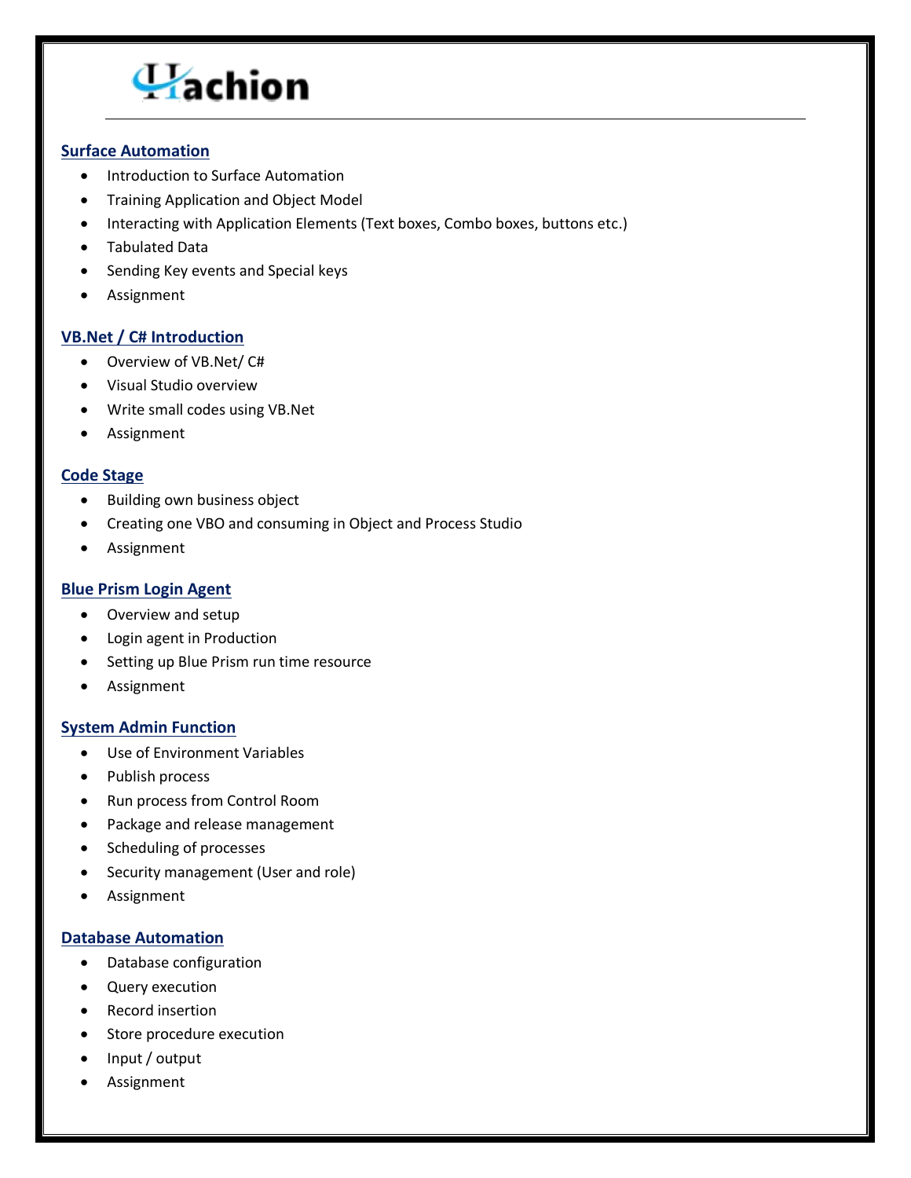## Surface Automation

- Introduction to Surface Automation
- Training Application and Object Model
- Interacting with Application Elements (Text boxes, Combo boxes, buttons etc.)
- Tabulated Data
- Sending Key events and Special keys
- Assignment

## VB.Net / C# Introduction

- Overview of VB.Net/ C#
- Visual Studio overview
- Write small codes using VB.Net
- Assignment

## Code Stage

- Building own business object
- Creating one VBO and consuming in Object and Process Studio
- Assignment

## Blue Prism Login Agent

- Overview and setup
- Login agent in Production
- Setting up Blue Prism run time resource
- Assignment

## System Admin Function

- Use of Environment Variables
- Publish process
- Run process from Control Room
- Package and release management
- Scheduling of processes
- Security management (User and role)
- Assignment

## Database Automation

- Database configuration
- Query execution
- Record insertion
- Store procedure execution
- Input / output
- Assignment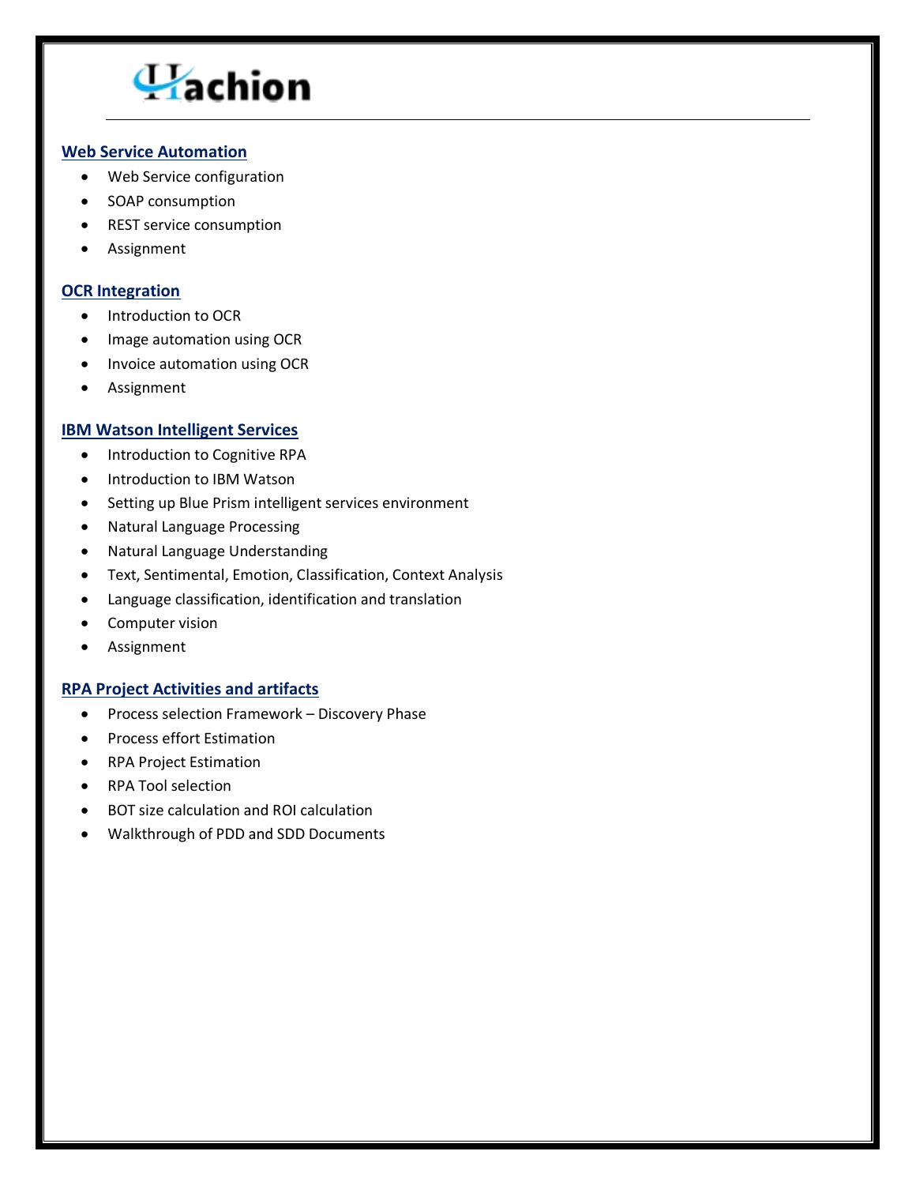## Web Service Automation

- Web Service configuration
- SOAP consumption
- REST service consumption
- Assignment

## OCR Integration

- Introduction to OCR
- Image automation using OCR
- Invoice automation using OCR
- Assignment

## IBM Watson Intelligent Services

- Introduction to Cognitive RPA
- Introduction to IBM Watson
- Setting up Blue Prism intelligent services environment
- Natural Language Processing
- Natural Language Understanding
- Text, Sentimental, Emotion, Classification, Context Analysis
- Language classification, identification and translation
- Computer vision
- Assignment

## RPA Project Activities and artifacts

- Process selection Framework – Discovery Phase
- Process effort Estimation
- RPA Project Estimation
- RPA Tool selection
- BOT size calculation and ROI calculation
- Walkthrough of PDD and SDD Documents